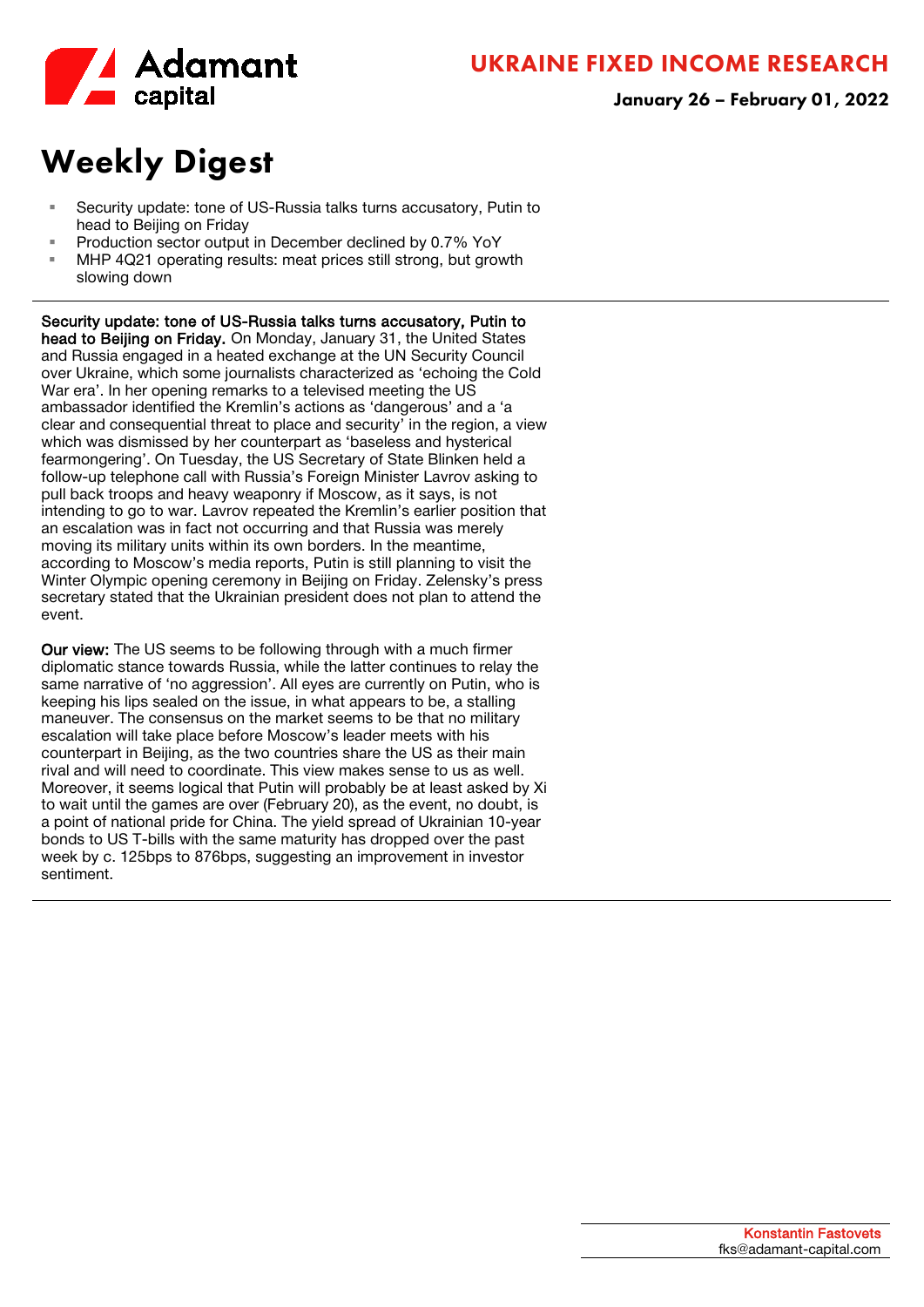Adamant capital

UKRAINE FIXED INCOME RESEARCH

January 26 – February 01, 2022

# Weekly Digest

- Security update: tone of US-Russia talks turns accusatory, Putin to head to Beijing on Friday
- Production sector output in December declined by 0.7% YoY
- MHP 4Q21 operating results: meat prices still strong, but growth slowing down

---

**Security update: tone of US-Russia talks turns accusatory, Putin to head to Beijing on Friday.** On Monday, January 31, the United States and Russia engaged in a heated exchange at the UN Security Council over Ukraine, which some journalists characterized as 'echoing the Cold War era'. In her opening remarks to a televised meeting the US ambassador identified the Kremlin's actions as 'dangerous' and a 'a clear and consequential threat to place and security' in the region, a view which was dismissed by her counterpart as 'baseless and hysterical fearmongering'. On Tuesday, the US Secretary of State Blinken held a follow-up telephone call with Russia's Foreign Minister Lavrov asking to pull back troops and heavy weaponry if Moscow, as it says, is not intending to go to war. Lavrov repeated the Kremlin's earlier position that an escalation was in fact not occurring and that Russia was merely moving its military units within its own borders. In the meantime, according to Moscow's media reports, Putin is still planning to visit the Winter Olympic opening ceremony in Beijing on Friday. Zelensky's press secretary stated that the Ukrainian president does not plan to attend the event.

**Our view:** The US seems to be following through with a much firmer diplomatic stance towards Russia, while the latter continues to relay the same narrative of 'no aggression'. All eyes are currently on Putin, who is keeping his lips sealed on the issue, in what appears to be, a stalling maneuver. The consensus on the market seems to be that no military escalation will take place before Moscow's leader meets with his counterpart in Beijing, as the two countries share the US as their main rival and will need to coordinate. This view makes sense to us as well. Moreover, it seems logical that Putin will probably be at least asked by Xi to wait until the games are over (February 20), as the event, no doubt, is a point of national pride for China. The yield spread of Ukrainian 10-year bonds to US T-bills with the same maturity has dropped over the past week by c. 125bps to 876bps, suggesting an improvement in investor sentiment.

---

Konstantin Fastovets
fks@adamant-capital.com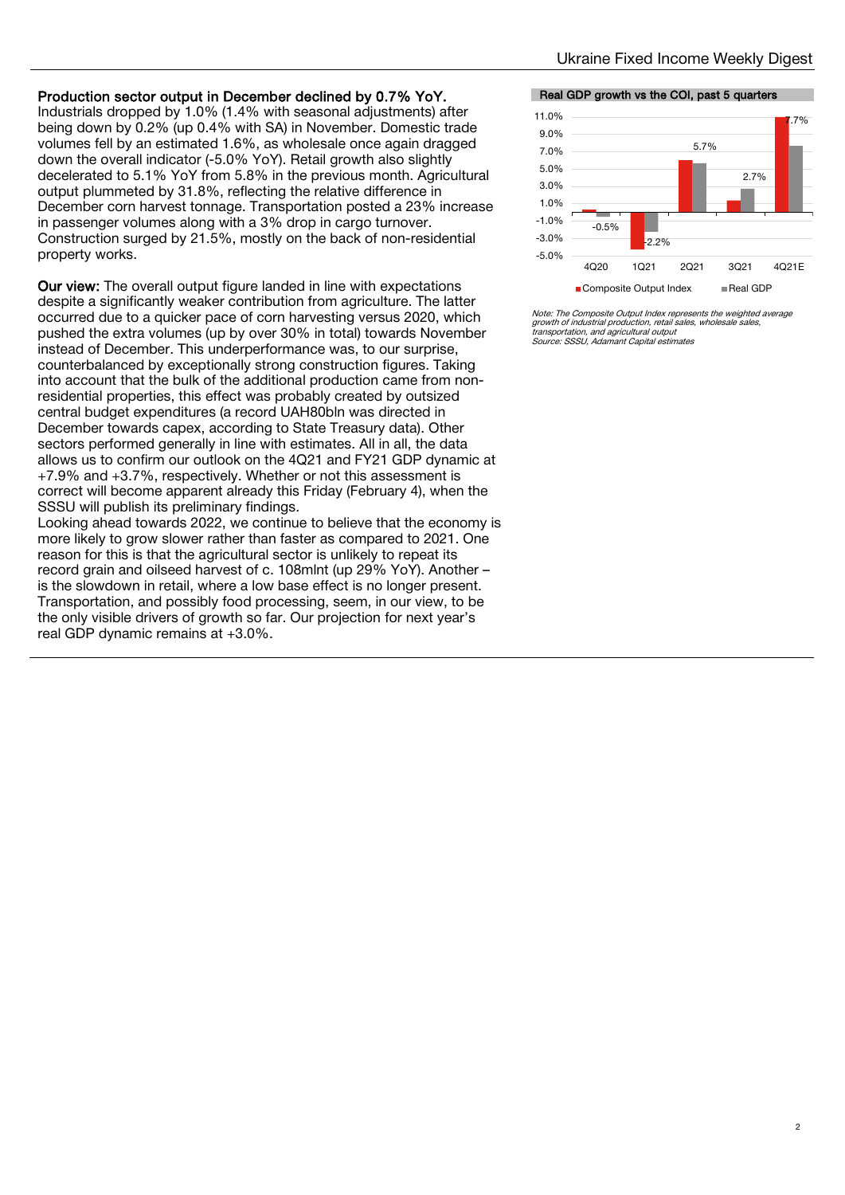**Production sector output in December declined by 0.7% YoY.** Industrials dropped by 1.0% (1.4% with seasonal adjustments) after being down by 0.2% (up 0.4% with SA) in November. Domestic trade volumes fell by an estimated 1.6%, as wholesale once again dragged down the overall indicator (-5.0% YoY). Retail growth also slightly decelerated to 5.1% YoY from 5.8% in the previous month. Agricultural output plummeted by 31.8%, reflecting the relative difference in December corn harvest tonnage. Transportation posted a 23% increase in passenger volumes along with a 3% drop in cargo turnover. Construction surged by 21.5%, mostly on the back of non-residential property works.

**Our view:** The overall output figure landed in line with expectations despite a significantly weaker contribution from agriculture. The latter occurred due to a quicker pace of corn harvesting versus 2020, which pushed the extra volumes (up by over 30% in total) towards November instead of December. This underperformance was, to our surprise, counterbalanced by exceptionally strong construction figures. Taking into account that the bulk of the additional production came from non-residential properties, this effect was probably created by outsized central budget expenditures (a record UAH80bln was directed in December towards capex, according to State Treasury data). Other sectors performed generally in line with estimates. All in all, the data allows us to confirm our outlook on the 4Q21 and FY21 GDP dynamic at +7.9% and +3.7%, respectively. Whether or not this assessment is correct will become apparent already this Friday (February 4), when the SSSU will publish its preliminary findings.

Looking ahead towards 2022, we continue to believe that the economy is more likely to grow slower rather than faster as compared to 2021. One reason for this is that the agricultural sector is unlikely to repeat its record grain and oilseed harvest of c. 108mlnt (up 29% YoY). Another – is the slowdown in retail, where a low base effect is no longer present. Transportation, and possibly food processing, seem, in our view, to be the only visible drivers of growth so far. Our projection for next year's real GDP dynamic remains at +3.0%.

**Real GDP growth vs the COI, past 5 quarters**

| | 4Q20 | 1Q21 | 2Q21 | 3Q21 | 4Q21E |
|---|---|---|---|---|---|
| Real GDP | -0.5% | -2.2% | 5.7% | 2.7% | 7.7% |

Composite Output Index ■ Real GDP ■

*Note: The Composite Output Index represents the weighted average growth of industrial production, retail sales, wholesale sales, transportation, and agricultural output*
*Source: SSSU, Adamant Capital estimates*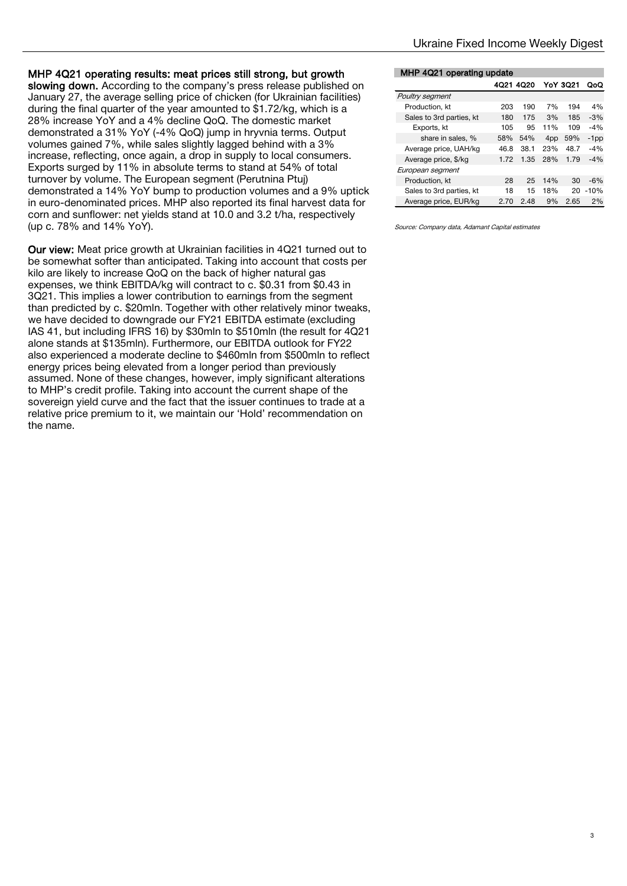**MHP 4Q21 operating results: meat prices still strong, but growth slowing down.** According to the company's press release published on January 27, the average selling price of chicken (for Ukrainian facilities) during the final quarter of the year amounted to $1.72/kg, which is a 28% increase YoY and a 4% decline QoQ. The domestic market demonstrated a 31% YoY (-4% QoQ) jump in hryvnia terms. Output volumes gained 7%, while sales slightly lagged behind with a 3% increase, reflecting, once again, a drop in supply to local consumers. Exports surged by 11% in absolute terms to stand at 54% of total turnover by volume. The European segment (Perutnina Ptuj) demonstrated a 14% YoY bump to production volumes and a 9% uptick in euro-denominated prices. MHP also reported its final harvest data for corn and sunflower: net yields stand at 10.0 and 3.2 t/ha, respectively (up c. 78% and 14% YoY).

**Our view:** Meat price growth at Ukrainian facilities in 4Q21 turned out to be somewhat softer than anticipated. Taking into account that costs per kilo are likely to increase QoQ on the back of higher natural gas expenses, we think EBITDA/kg will contract to c. $0.31 from $0.43 in 3Q21. This implies a lower contribution to earnings from the segment than predicted by c. $20mln. Together with other relatively minor tweaks, we have decided to downgrade our FY21 EBITDA estimate (excluding IAS 41, but including IFRS 16) by $30mln to $510mln (the result for 4Q21 alone stands at $135mln). Furthermore, our EBITDA outlook for FY22 also experienced a moderate decline to $460mln from $500mln to reflect energy prices being elevated from a longer period than previously assumed. None of these changes, however, imply significant alterations to MHP's credit profile. Taking into account the current shape of the sovereign yield curve and the fact that the issuer continues to trade at a relative price premium to it, we maintain our 'Hold' recommendation on the name.

**MHP 4Q21 operating update**

| | 4Q21 | 4Q20 | YoY | 3Q21 | QoQ |
|---|---|---|---|---|---|
| *Poultry segment* | | | | | |
| Production, kt | 203 | 190 | 7% | 194 | 4% |
| Sales to 3rd parties, kt | 180 | 175 | 3% | 185 | -3% |
| Exports, kt | 105 | 95 | 11% | 109 | -4% |
| share in sales, % | 58% | 54% | 4pp | 59% | -1pp |
| Average price, UAH/kg | 46.8 | 38.1 | 23% | 48.7 | -4% |
| Average price, $/kg | 1.72 | 1.35 | 28% | 1.79 | -4% |
| *European segment* | | | | | |
| Production, kt | 28 | 25 | 14% | 30 | -6% |
| Sales to 3rd parties, kt | 18 | 15 | 18% | 20 | -10% |
| Average price, EUR/kg | 2.70 | 2.48 | 9% | 2.65 | 2% |

*Source: Company data, Adamant Capital estimates*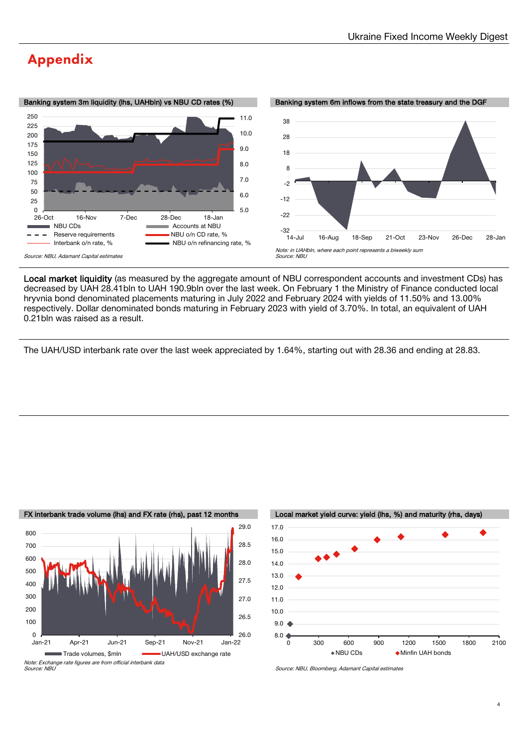# Appendix

**Banking system 3m liquidity (lhs, UAHbln) vs NBU CD rates (%)**

NBU CDs, Accounts at NBU, Reserve requirements, NBU o/n CD rate, %, Interbank o/n rate, %, NBU o/n refinancing rate, %

*Source: NBU, Adamant Capital estimates*

**Banking system 6m inflows from the state treasury and the DGF**

*Note: in UAHbln, where each point represents a biweekly sum*
*Source: NBU*

**Local market liquidity** (as measured by the aggregate amount of NBU correspondent accounts and investment CDs) has decreased by UAH 28.41bln to UAH 190.9bln over the last week. On February 1 the Ministry of Finance conducted local hryvnia bond denominated placements maturing in July 2022 and February 2024 with yields of 11.50% and 13.00% respectively. Dollar denominated bonds maturing in February 2023 with yield of 3.70%. In total, an equivalent of UAH 0.21bln was raised as a result.

The UAH/USD interbank rate over the last week appreciated by 1.64%, starting out with 28.36 and ending at 28.83.

**FX interbank trade volume (lhs) and FX rate (rhs), past 12 months**

Trade volumes, $mln; UAH/USD exchange rate

*Note: Exchange rate figures are from official interbank data*
*Source: NBU*

**Local market yield curve: yield (lhs, %) and maturity (rhs, days)**

NBU CDs; Minfin UAH bonds

*Source: NBU, Bloomberg, Adamant Capital estimates*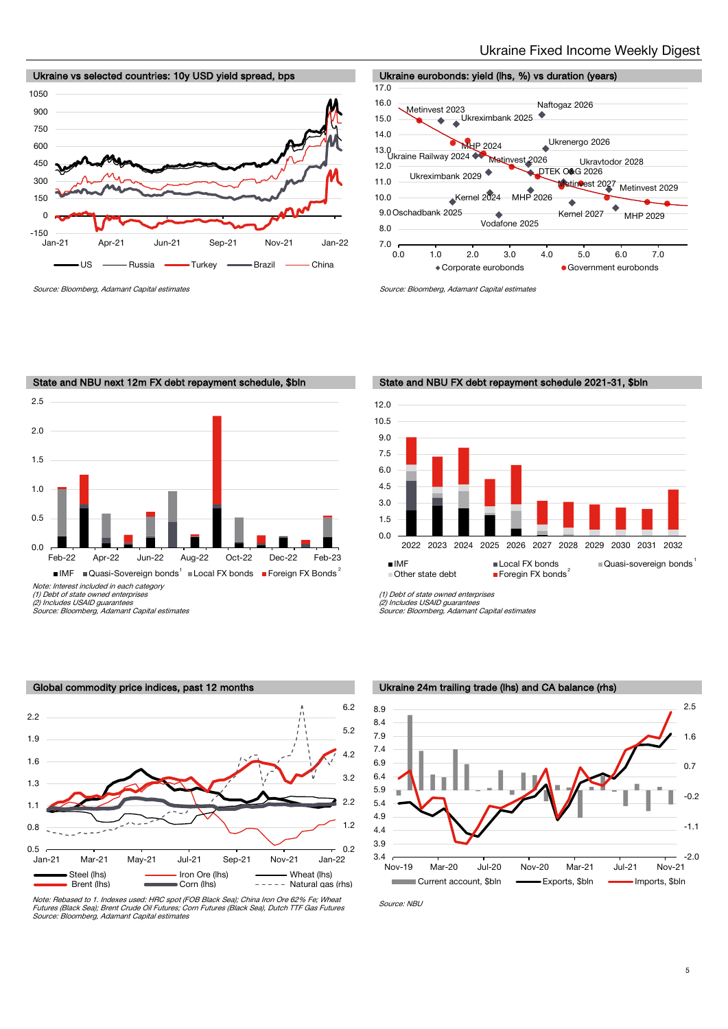## Ukraine vs selected countries: 10y USD yield spread, bps

US · Russia · Turkey · Brazil · China

*Source: Bloomberg, Adamant Capital estimates*

## Ukraine eurobonds: yield (lhs, %) vs duration (years)

Corporate eurobonds · Government eurobonds

*Source: Bloomberg, Adamant Capital estimates*

## State and NBU next 12m FX debt repayment schedule, $bln

IMF · Quasi-Sovereign bonds[1] · Local FX bonds · Foreign FX Bonds[2]

*Note: Interest included in each category*
*(1) Debt of state owned enterprises*
*(2) Includes USAID guarantees*
*Source: Bloomberg, Adamant Capital estimates*

## State and NBU FX debt repayment schedule 2021-31, $bln

IMF · Local FX bonds · Quasi-sovereign bonds[1] · Other state debt · Foregin FX bonds[2]

*(1) Debt of state owned enterprises*
*(2) Includes USAID guarantees*
*Source: Bloomberg, Adamant Capital estimates*

## Global commodity price indices, past 12 months

Steel (lhs) · Iron Ore (lhs) · Wheat (lhs) · Brent (lhs) · Corn (lhs) · Natural gas (rhs)

*Note: Rebased to 1. Indexes used: HRC spot (FOB Black Sea); China Iron Ore 62% Fe; Wheat Futures (Black Sea); Brent Crude Oil Futures; Corn Futures (Black Sea), Dutch TTF Gas Futures*
*Source: Bloomberg, Adamant Capital estimates*

## Ukraine 24m trailing trade (lhs) and CA balance (rhs)

Current account, $bln · Exports, $bln · Imports, $bln

*Source: NBU*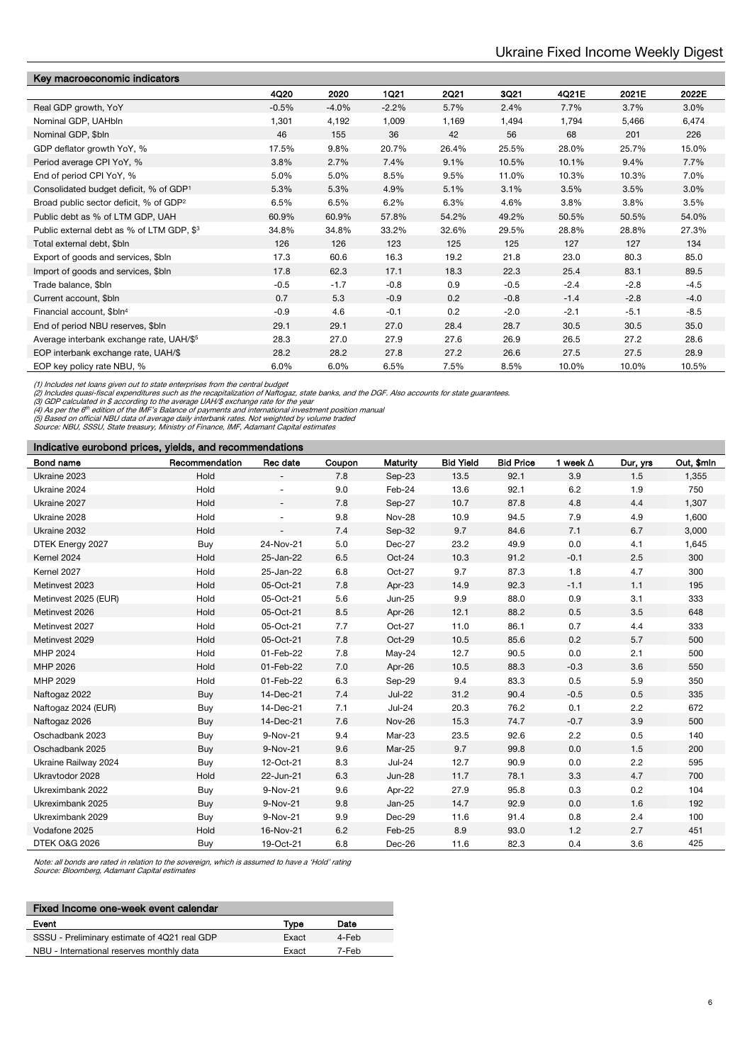## Key macroeconomic indicators

| | 4Q20 | 2020 | 1Q21 | 2Q21 | 3Q21 | 4Q21E | 2021E | 2022E |
|---|---|---|---|---|---|---|---|---|
| Real GDP growth, YoY | -0.5% | -4.0% | -2.2% | 5.7% | 2.4% | 7.7% | 3.7% | 3.0% |
| Nominal GDP, UAHbln | 1,301 | 4,192 | 1,009 | 1,169 | 1,494 | 1,794 | 5,466 | 6,474 |
| Nominal GDP, $bln | 46 | 155 | 36 | 42 | 56 | 68 | 201 | 226 |
| GDP deflator growth YoY, % | 17.5% | 9.8% | 20.7% | 26.4% | 25.5% | 28.0% | 25.7% | 15.0% |
| Period average CPI YoY, % | 3.8% | 2.7% | 7.4% | 9.1% | 10.5% | 10.1% | 9.4% | 7.7% |
| End of period CPI YoY, % | 5.0% | 5.0% | 8.5% | 9.5% | 11.0% | 10.3% | 10.3% | 7.0% |
| Consolidated budget deficit, % of GDP[1] | 5.3% | 5.3% | 4.9% | 5.1% | 3.1% | 3.5% | 3.5% | 3.0% |
| Broad public sector deficit, % of GDP[2] | 6.5% | 6.5% | 6.2% | 6.3% | 4.6% | 3.8% | 3.8% | 3.5% |
| Public debt as % of LTM GDP, UAH | 60.9% | 60.9% | 57.8% | 54.2% | 49.2% | 50.5% | 50.5% | 54.0% |
| Public external debt as % of LTM GDP, $[3] | 34.8% | 34.8% | 33.2% | 32.6% | 29.5% | 28.8% | 28.8% | 27.3% |
| Total external debt, $bln | 126 | 126 | 123 | 125 | 125 | 127 | 127 | 134 |
| Export of goods and services, $bln | 17.3 | 60.6 | 16.3 | 19.2 | 21.8 | 23.0 | 80.3 | 85.0 |
| Import of goods and services, $bln | 17.8 | 62.3 | 17.1 | 18.3 | 22.3 | 25.4 | 83.1 | 89.5 |
| Trade balance, $bln | -0.5 | -1.7 | -0.8 | 0.9 | -0.5 | -2.4 | -2.8 | -4.5 |
| Current account, $bln | 0.7 | 5.3 | -0.9 | 0.2 | -0.8 | -1.4 | -2.8 | -4.0 |
| Financial account, $bln[4] | -0.9 | 4.6 | -0.1 | 0.2 | -2.0 | -2.1 | -5.1 | -8.5 |
| End of period NBU reserves, $bln | 29.1 | 29.1 | 27.0 | 28.4 | 28.7 | 30.5 | 30.5 | 35.0 |
| Average interbank exchange rate, UAH/$[5] | 28.3 | 27.0 | 27.9 | 27.6 | 26.9 | 26.5 | 27.2 | 28.6 |
| EOP interbank exchange rate, UAH/$ | 28.2 | 28.2 | 27.8 | 27.2 | 26.6 | 27.5 | 27.5 | 28.9 |
| EOP key policy rate NBU, % | 6.0% | 6.0% | 6.5% | 7.5% | 8.5% | 10.0% | 10.0% | 10.5% |

*(1) Includes net loans given out to state enterprises from the central budget*
*(2) Includes quasi-fiscal expenditures such as the recapitalization of Naftogaz, state banks, and the DGF. Also accounts for state guarantees.*
*(3) GDP calculated in $ according to the average UAH/$ exchange rate for the year*
*(4) As per the 6th edition of the IMF's Balance of payments and international investment position manual*
*(5) Based on official NBU data of average daily interbank rates. Not weighted by volume traded*
*Source: NBU, SSSU, State treasury, Ministry of Finance, IMF, Adamant Capital estimates*

## Indicative eurobond prices, yields, and recommendations

| Bond name | Recommendation | Rec date | Coupon | Maturity | Bid Yield | Bid Price | 1 week Δ | Dur, yrs | Out, $mln |
|---|---|---|---|---|---|---|---|---|---|
| Ukraine 2023 | Hold | - | 7.8 | Sep-23 | 13.5 | 92.1 | 3.9 | 1.5 | 1,355 |
| Ukraine 2024 | Hold | - | 9.0 | Feb-24 | 13.6 | 92.1 | 6.2 | 1.9 | 750 |
| Ukraine 2027 | Hold | - | 7.8 | Sep-27 | 10.7 | 87.8 | 4.8 | 4.4 | 1,307 |
| Ukraine 2028 | Hold | - | 9.8 | Nov-28 | 10.9 | 94.5 | 7.9 | 4.9 | 1,600 |
| Ukraine 2032 | Hold | - | 7.4 | Sep-32 | 9.7 | 84.6 | 7.1 | 6.7 | 3,000 |
| DTEK Energy 2027 | Buy | 24-Nov-21 | 5.0 | Dec-27 | 23.2 | 49.9 | 0.0 | 4.1 | 1,645 |
| Kernel 2024 | Hold | 25-Jan-22 | 6.5 | Oct-24 | 10.3 | 91.2 | -0.1 | 2.5 | 300 |
| Kernel 2027 | Hold | 25-Jan-22 | 6.8 | Oct-27 | 9.7 | 87.3 | 1.8 | 4.7 | 300 |
| Metinvest 2023 | Hold | 05-Oct-21 | 7.8 | Apr-23 | 14.9 | 92.3 | -1.1 | 1.1 | 195 |
| Metinvest 2025 (EUR) | Hold | 05-Oct-21 | 5.6 | Jun-25 | 9.9 | 88.0 | 0.9 | 3.1 | 333 |
| Metinvest 2026 | Hold | 05-Oct-21 | 8.5 | Apr-26 | 12.1 | 88.2 | 0.5 | 3.5 | 648 |
| Metinvest 2027 | Hold | 05-Oct-21 | 7.7 | Oct-27 | 11.0 | 86.1 | 0.7 | 4.4 | 333 |
| Metinvest 2029 | Hold | 05-Oct-21 | 7.8 | Oct-29 | 10.5 | 85.6 | 0.2 | 5.7 | 500 |
| MHP 2024 | Hold | 01-Feb-22 | 7.8 | May-24 | 12.7 | 90.5 | 0.0 | 2.1 | 500 |
| MHP 2026 | Hold | 01-Feb-22 | 7.0 | Apr-26 | 10.5 | 88.3 | -0.3 | 3.6 | 550 |
| MHP 2029 | Hold | 01-Feb-22 | 6.3 | Sep-29 | 9.4 | 83.3 | 0.5 | 5.9 | 350 |
| Naftogaz 2022 | Buy | 14-Dec-21 | 7.4 | Jul-22 | 31.2 | 90.4 | -0.5 | 0.5 | 335 |
| Naftogaz 2024 (EUR) | Buy | 14-Dec-21 | 7.1 | Jul-24 | 20.3 | 76.2 | 0.1 | 2.2 | 672 |
| Naftogaz 2026 | Buy | 14-Dec-21 | 7.6 | Nov-26 | 15.3 | 74.7 | -0.7 | 3.9 | 500 |
| Oschadbank 2023 | Buy | 9-Nov-21 | 9.4 | Mar-23 | 23.5 | 92.6 | 2.2 | 0.5 | 140 |
| Oschadbank 2025 | Buy | 9-Nov-21 | 9.6 | Mar-25 | 9.7 | 99.8 | 0.0 | 1.5 | 200 |
| Ukraine Railway 2024 | Buy | 12-Oct-21 | 8.3 | Jul-24 | 12.7 | 90.9 | 0.0 | 2.2 | 595 |
| Ukravtodor 2028 | Hold | 22-Jun-21 | 6.3 | Jun-28 | 11.7 | 78.1 | 3.3 | 4.7 | 700 |
| Ukreximbank 2022 | Buy | 9-Nov-21 | 9.6 | Apr-22 | 27.9 | 95.8 | 0.3 | 0.2 | 104 |
| Ukreximbank 2025 | Buy | 9-Nov-21 | 9.8 | Jan-25 | 14.7 | 92.9 | 0.0 | 1.6 | 192 |
| Ukreximbank 2029 | Buy | 9-Nov-21 | 9.9 | Dec-29 | 11.6 | 91.4 | 0.8 | 2.4 | 100 |
| Vodafone 2025 | Hold | 16-Nov-21 | 6.2 | Feb-25 | 8.9 | 93.0 | 1.2 | 2.7 | 451 |
| DTEK O&G 2026 | Buy | 19-Oct-21 | 6.8 | Dec-26 | 11.6 | 82.3 | 0.4 | 3.6 | 425 |

*Note: all bonds are rated in relation to the sovereign, which is assumed to have a 'Hold' rating*
*Source: Bloomberg, Adamant Capital estimates*

## Fixed Income one-week event calendar

| Event | Type | Date |
|---|---|---|
| SSSU - Preliminary estimate of 4Q21 real GDP | Exact | 4-Feb |
| NBU - International reserves monthly data | Exact | 7-Feb |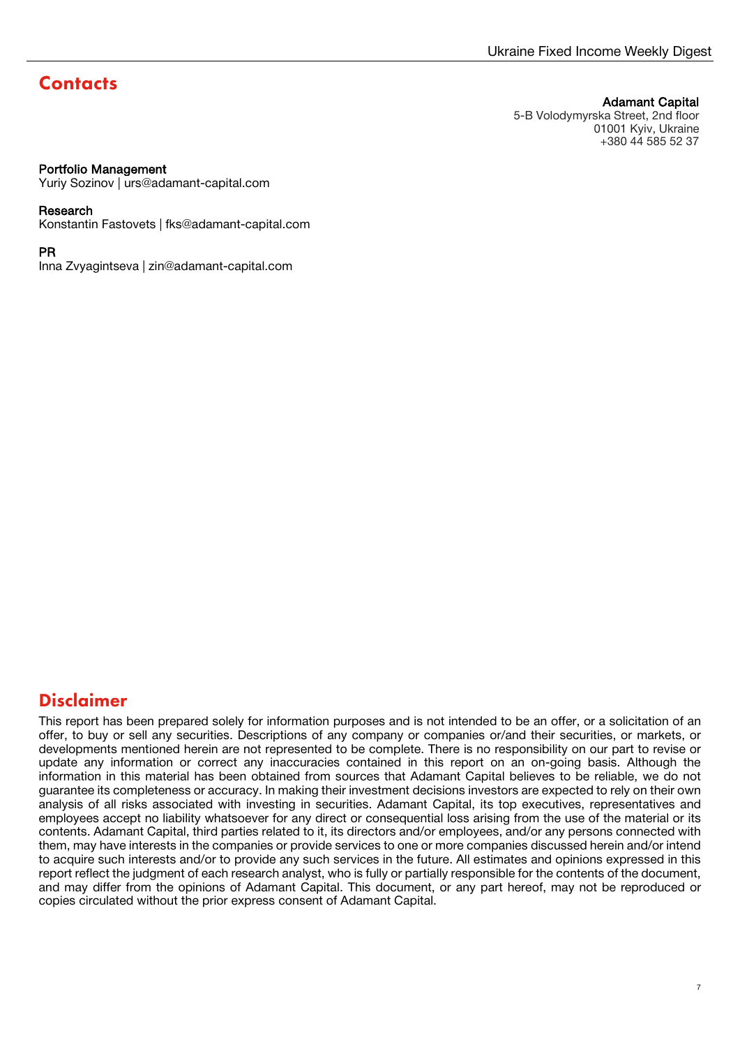## Contacts

**Adamant Capital**
5-B Volodymyrska Street, 2nd floor
01001 Kyiv, Ukraine
+380 44 585 52 37

**Portfolio Management**
Yuriy Sozinov | urs@adamant-capital.com

**Research**
Konstantin Fastovets | fks@adamant-capital.com

**PR**
Inna Zvyagintseva | zin@adamant-capital.com

## Disclaimer

This report has been prepared solely for information purposes and is not intended to be an offer, or a solicitation of an offer, to buy or sell any securities. Descriptions of any company or companies or/and their securities, or markets, or developments mentioned herein are not represented to be complete. There is no responsibility on our part to revise or update any information or correct any inaccuracies contained in this report on an on-going basis. Although the information in this material has been obtained from sources that Adamant Capital believes to be reliable, we do not guarantee its completeness or accuracy. In making their investment decisions investors are expected to rely on their own analysis of all risks associated with investing in securities. Adamant Capital, its top executives, representatives and employees accept no liability whatsoever for any direct or consequential loss arising from the use of the material or its contents. Adamant Capital, third parties related to it, its directors and/or employees, and/or any persons connected with them, may have interests in the companies or provide services to one or more companies discussed herein and/or intend to acquire such interests and/or to provide any such services in the future. All estimates and opinions expressed in this report reflect the judgment of each research analyst, who is fully or partially responsible for the contents of the document, and may differ from the opinions of Adamant Capital. This document, or any part hereof, may not be reproduced or copies circulated without the prior express consent of Adamant Capital.